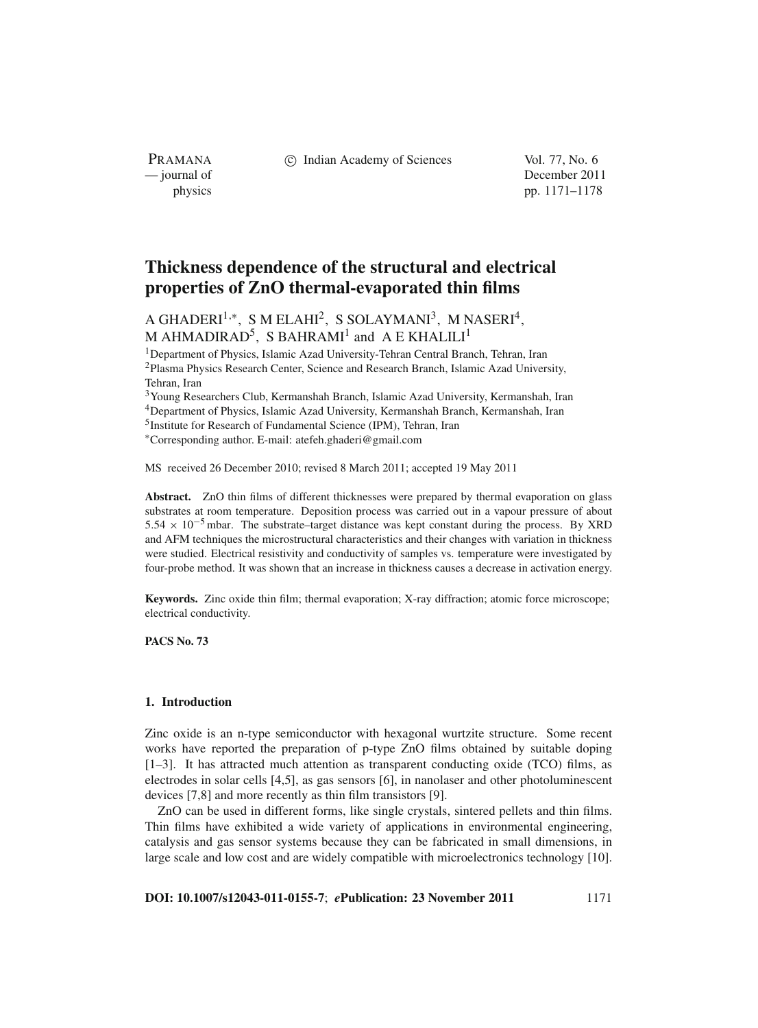# Thickness dependence of the structural and electrical properties of ZnO thermal-evaporated thin films

A GHADERI[1,*], S M ELAHI[2], S SOLAYMANI[3], M NASERI[4], M AHMADIRAD[5], S BAHRAMI[1] and A E KHALILI[1]

[1]Department of Physics, Islamic Azad University-Tehran Central Branch, Tehran, Iran
[2]Plasma Physics Research Center, Science and Research Branch, Islamic Azad University, Tehran, Iran
[3]Young Researchers Club, Kermanshah Branch, Islamic Azad University, Kermanshah, Iran
[4]Department of Physics, Islamic Azad University, Kermanshah Branch, Kermanshah, Iran
[5]Institute for Research of Fundamental Science (IPM), Tehran, Iran
*Corresponding author. E-mail: atefeh.ghaderi@gmail.com

MS received 26 December 2010; revised 8 March 2011; accepted 19 May 2011

**Abstract.** ZnO thin films of different thicknesses were prepared by thermal evaporation on glass substrates at room temperature. Deposition process was carried out in a vapour pressure of about $5.54 \times 10^{-5}$ mbar. The substrate–target distance was kept constant during the process. By XRD and AFM techniques the microstructural characteristics and their changes with variation in thickness were studied. Electrical resistivity and conductivity of samples vs. temperature were investigated by four-probe method. It was shown that an increase in thickness causes a decrease in activation energy.

**Keywords.** Zinc oxide thin film; thermal evaporation; X-ray diffraction; atomic force microscope; electrical conductivity.

**PACS No. 73**

## 1. Introduction

Zinc oxide is an n-type semiconductor with hexagonal wurtzite structure. Some recent works have reported the preparation of p-type ZnO films obtained by suitable doping [1–3]. It has attracted much attention as transparent conducting oxide (TCO) films, as electrodes in solar cells [4,5], as gas sensors [6], in nanolaser and other photoluminescent devices [7,8] and more recently as thin film transistors [9].

ZnO can be used in different forms, like single crystals, sintered pellets and thin films. Thin films have exhibited a wide variety of applications in environmental engineering, catalysis and gas sensor systems because they can be fabricated in small dimensions, in large scale and low cost and are widely compatible with microelectronics technology [10].

**DOI: 10.1007/s12043-011-0155-7**; ***e*****Publication: 23 November 2011**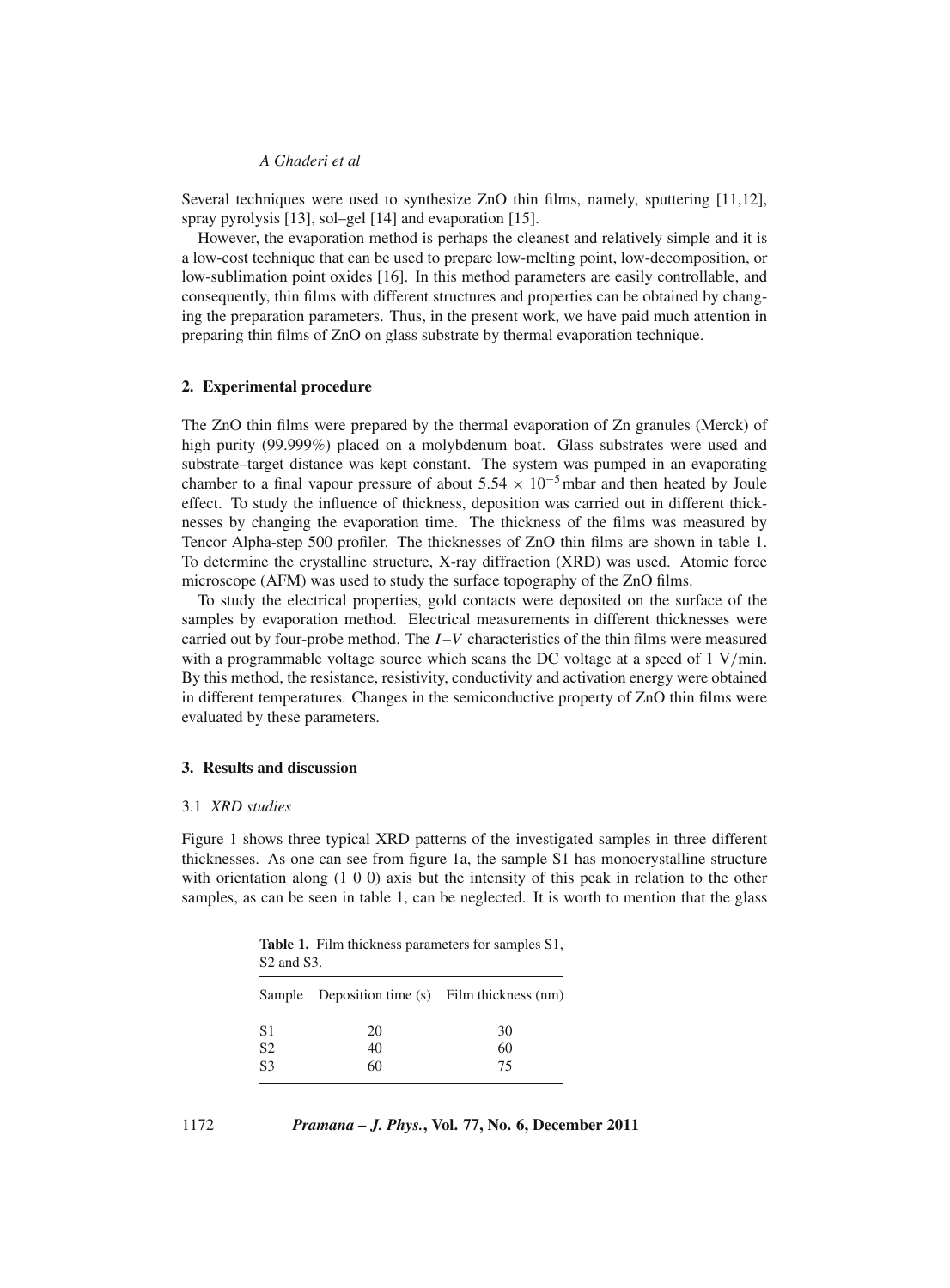Several techniques were used to synthesize ZnO thin films, namely, sputtering [11,12], spray pyrolysis [13], sol–gel [14] and evaporation [15].

However, the evaporation method is perhaps the cleanest and relatively simple and it is a low-cost technique that can be used to prepare low-melting point, low-decomposition, or low-sublimation point oxides [16]. In this method parameters are easily controllable, and consequently, thin films with different structures and properties can be obtained by changing the preparation parameters. Thus, in the present work, we have paid much attention in preparing thin films of ZnO on glass substrate by thermal evaporation technique.

## 2. Experimental procedure

The ZnO thin films were prepared by the thermal evaporation of Zn granules (Merck) of high purity (99.999%) placed on a molybdenum boat. Glass substrates were used and substrate–target distance was kept constant. The system was pumped in an evaporating chamber to a final vapour pressure of about $5.54 \times 10^{-5}$ mbar and then heated by Joule effect. To study the influence of thickness, deposition was carried out in different thicknesses by changing the evaporation time. The thickness of the films was measured by Tencor Alpha-step 500 profiler. The thicknesses of ZnO thin films are shown in table 1. To determine the crystalline structure, X-ray diffraction (XRD) was used. Atomic force microscope (AFM) was used to study the surface topography of the ZnO films.

To study the electrical properties, gold contacts were deposited on the surface of the samples by evaporation method. Electrical measurements in different thicknesses were carried out by four-probe method. The $I$–$V$ characteristics of the thin films were measured with a programmable voltage source which scans the DC voltage at a speed of 1 V/min. By this method, the resistance, resistivity, conductivity and activation energy were obtained in different temperatures. Changes in the semiconductive property of ZnO thin films were evaluated by these parameters.

## 3. Results and discussion

### 3.1 *XRD studies*

Figure 1 shows three typical XRD patterns of the investigated samples in three different thicknesses. As one can see from figure 1a, the sample S1 has monocrystalline structure with orientation along (1 0 0) axis but the intensity of this peak in relation to the other samples, as can be seen in table 1, can be neglected. It is worth to mention that the glass

**Table 1.** Film thickness parameters for samples S1, S2 and S3.

| Sample | Deposition time (s) | Film thickness (nm) |
|---|---|---|
| S1 | 20 | 30 |
| S2 | 40 | 60 |
| S3 | 60 | 75 |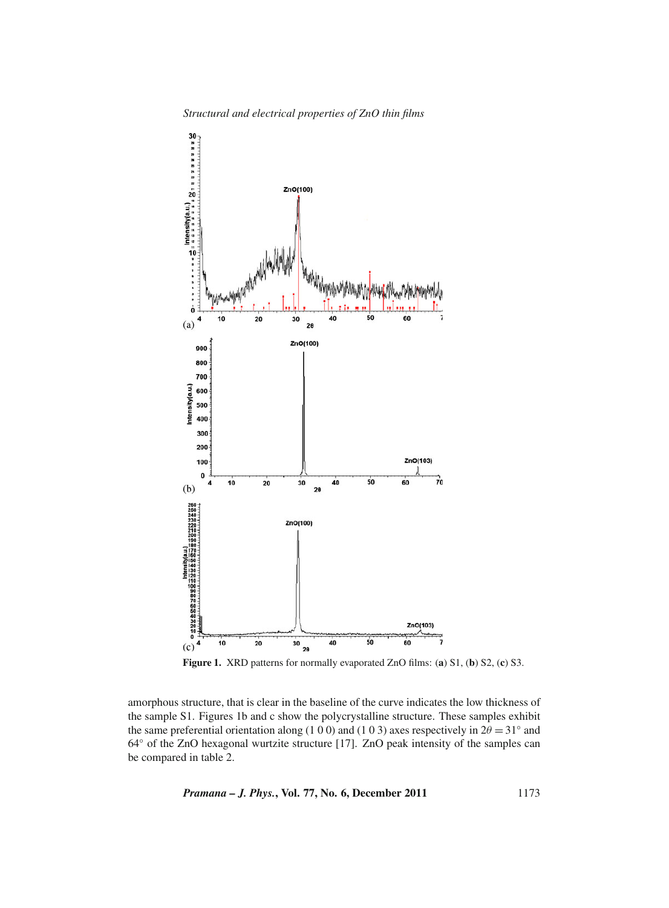ZnO(100)

Intensity(a.u.)

30
20
10
0

4 10 20 30 40 50 60 7

2θ

(a)

ZnO(100)

Intensity(a.u.)

900
800
700
600
500
400
300
200
100
0

ZnO(103)

4 10 20 30 40 50 60 70

2θ

(b)

ZnO(100)

Intensity(a.u.)

260
250
240
230
220
210
200
190
180
170
160
150
140
130
120
110
100
90
80
70
60
50
40
30
20
10
0

ZnO(103)

4 10 20 30 40 50 60 7

2θ

(c)

**Figure 1.** XRD patterns for normally evaporated ZnO films: (**a**) S1, (**b**) S2, (**c**) S3.

amorphous structure, that is clear in the baseline of the curve indicates the low thickness of the sample S1. Figures 1b and c show the polycrystalline structure. These samples exhibit the same preferential orientation along (1 0 0) and (1 0 3) axes respectively in $2\theta = 31°$ and $64°$ of the ZnO hexagonal wurtzite structure [17]. ZnO peak intensity of the samples can be compared in table 2.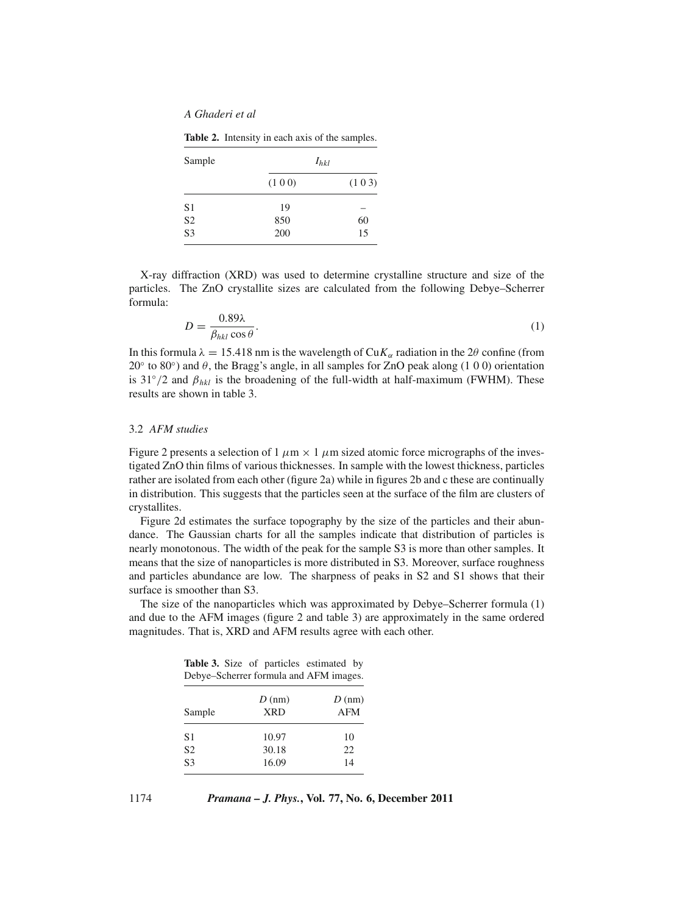**Table 2.** Intensity in each axis of the samples.

| Sample | $I_{hkl}$ | |
|---|---|---|
| | (1 0 0) | (1 0 3) |
| S1 | 19 | – |
| S2 | 850 | 60 |
| S3 | 200 | 15 |

X-ray diffraction (XRD) was used to determine crystalline structure and size of the particles. The ZnO crystallite sizes are calculated from the following Debye–Scherrer formula:

$$D = \frac{0.89\lambda}{\beta_{hkl}\cos\theta}. \tag{1}$$

In this formula $\lambda = 15.418$ nm is the wavelength of Cu$K_\alpha$ radiation in the $2\theta$ confine (from $20^\circ$ to $80^\circ$) and $\theta$, the Bragg's angle, in all samples for ZnO peak along (1 0 0) orientation is $31^\circ/2$ and $\beta_{hkl}$ is the broadening of the full-width at half-maximum (FWHM). These results are shown in table 3.

### 3.2 *AFM studies*

Figure 2 presents a selection of 1 $\mu$m $\times$ 1 $\mu$m sized atomic force micrographs of the investigated ZnO thin films of various thicknesses. In sample with the lowest thickness, particles rather are isolated from each other (figure 2a) while in figures 2b and c these are continually in distribution. This suggests that the particles seen at the surface of the film are clusters of crystallites.

Figure 2d estimates the surface topography by the size of the particles and their abundance. The Gaussian charts for all the samples indicate that distribution of particles is nearly monotonous. The width of the peak for the sample S3 is more than other samples. It means that the size of nanoparticles is more distributed in S3. Moreover, surface roughness and particles abundance are low. The sharpness of peaks in S2 and S1 shows that their surface is smoother than S3.

The size of the nanoparticles which was approximated by Debye–Scherrer formula (1) and due to the AFM images (figure 2 and table 3) are approximately in the same ordered magnitudes. That is, XRD and AFM results agree with each other.

**Table 3.** Size of particles estimated by Debye–Scherrer formula and AFM images.

| Sample | $D$ (nm) XRD | $D$ (nm) AFM |
|---|---|---|
| S1 | 10.97 | 10 |
| S2 | 30.18 | 22 |
| S3 | 16.09 | 14 |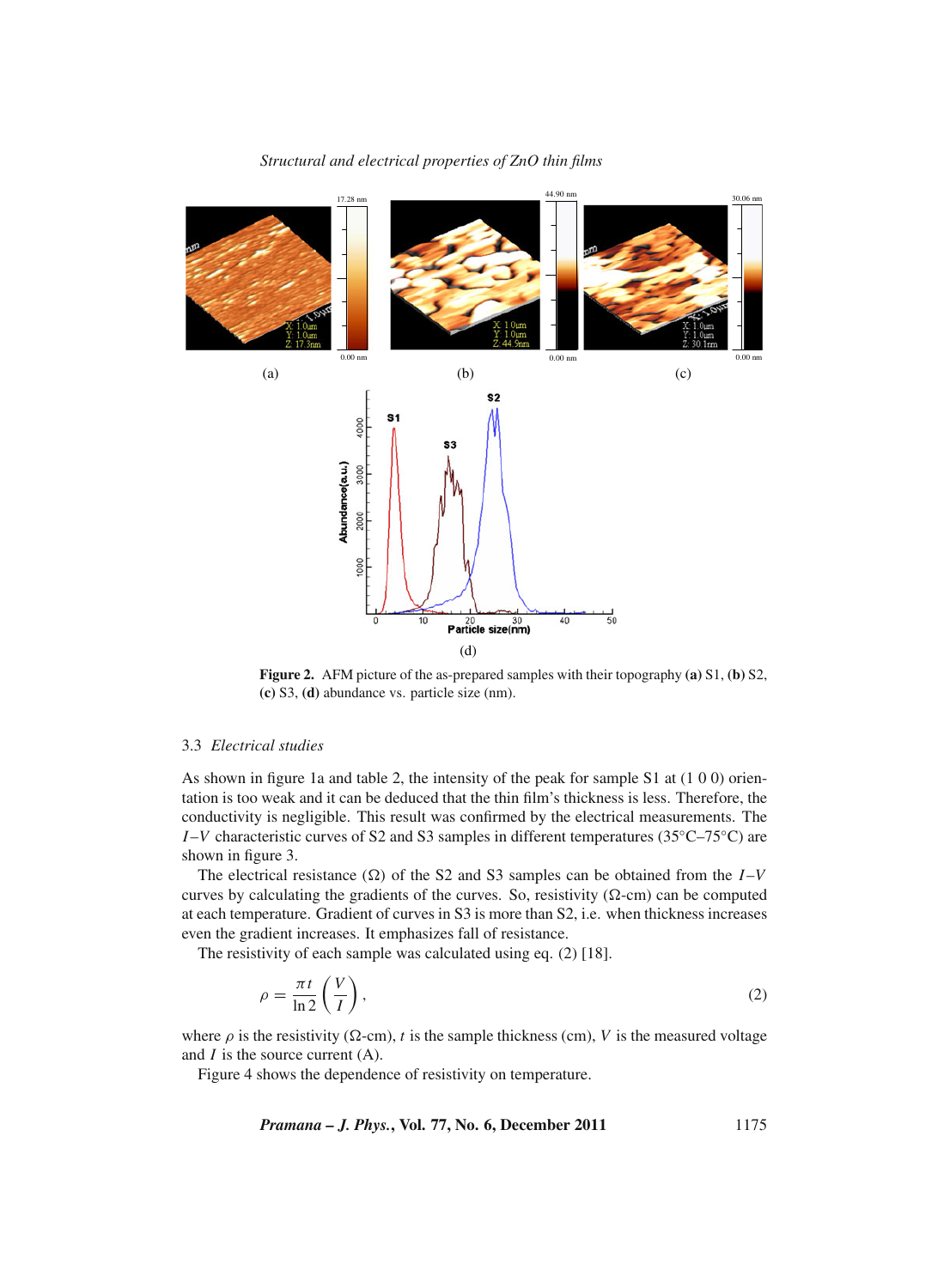(a)

(b)

(c)

S1

S3

S2

Abundance(a.u.)

1000

2000

3000

4000

0 10 20 30 40 50

Particle size(nm)

(d)

**Figure 2.** AFM picture of the as-prepared samples with their topography **(a)** S1, **(b)** S2, **(c)** S3, **(d)** abundance vs. particle size (nm).

### 3.3 *Electrical studies*

As shown in figure 1a and table 2, the intensity of the peak for sample S1 at (1 0 0) orientation is too weak and it can be deduced that the thin film's thickness is less. Therefore, the conductivity is negligible. This result was confirmed by the electrical measurements. The $I$–$V$ characteristic curves of S2 and S3 samples in different temperatures (35°C–75°C) are shown in figure 3.

The electrical resistance (Ω) of the S2 and S3 samples can be obtained from the $I$–$V$ curves by calculating the gradients of the curves. So, resistivity (Ω-cm) can be computed at each temperature. Gradient of curves in S3 is more than S2, i.e. when thickness increases even the gradient increases. It emphasizes fall of resistance.

The resistivity of each sample was calculated using eq. (2) [18].

$$\rho = \frac{\pi t}{\ln 2}\left(\frac{V}{I}\right), \tag{2}$$

where $\rho$ is the resistivity (Ω-cm), $t$ is the sample thickness (cm), $V$ is the measured voltage and $I$ is the source current (A).

Figure 4 shows the dependence of resistivity on temperature.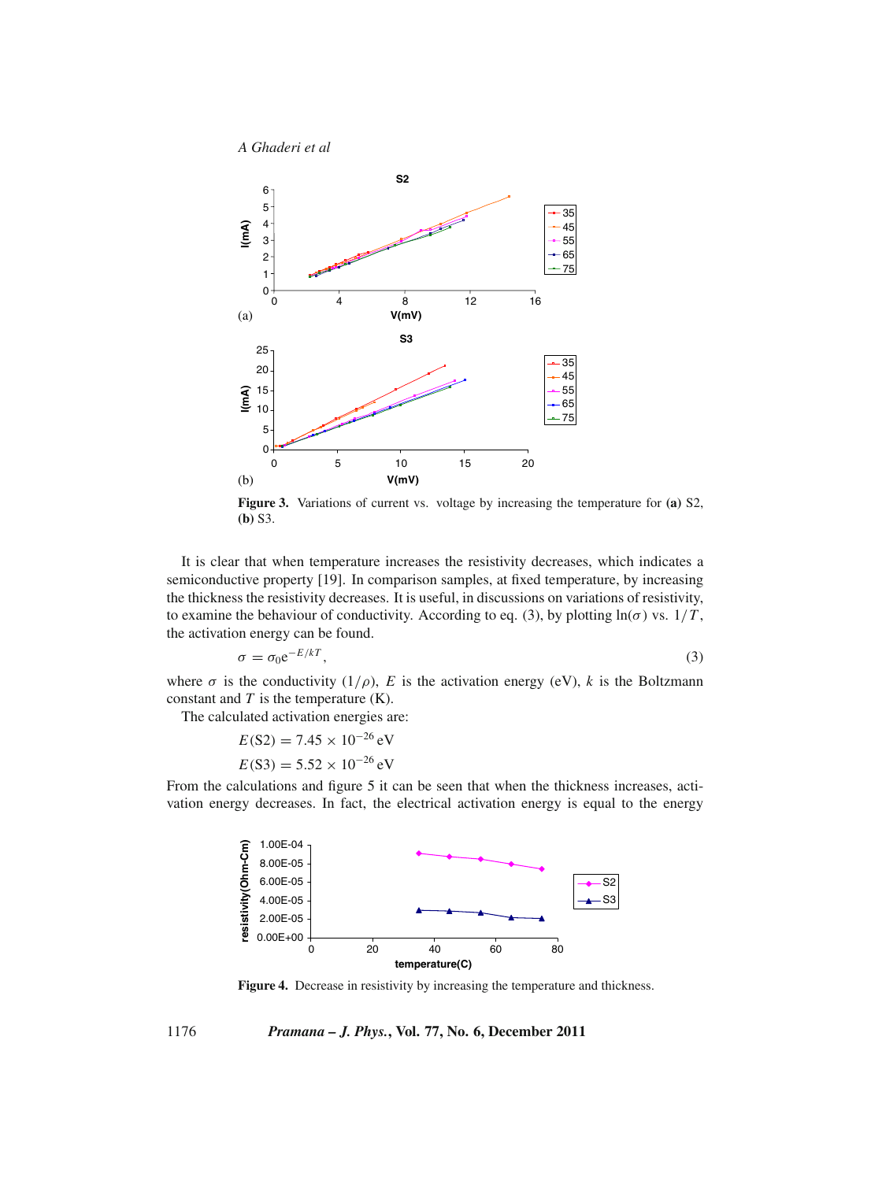S2

I(mA)

6
5
4
3
2
1
0

0 4 8 12 16

V(mV)

35
45
55
65
75

(a)

S3

I(mA)

25
20
15
10
5
0

0 5 10 15 20

V(mV)

35
45
55
65
75

(b)

**Figure 3.** Variations of current vs. voltage by increasing the temperature for **(a)** S2, **(b)** S3.

It is clear that when temperature increases the resistivity decreases, which indicates a semiconductive property [19]. In comparison samples, at fixed temperature, by increasing the thickness the resistivity decreases. It is useful, in discussions on variations of resistivity, to examine the behaviour of conductivity. According to eq. (3), by plotting $\ln(\sigma)$ vs. $1/T$, the activation energy can be found.

$$\sigma = \sigma_0 \mathrm{e}^{-E/kT}, \tag{3}$$

where $\sigma$ is the conductivity $(1/\rho)$, $E$ is the activation energy (eV), $k$ is the Boltzmann constant and $T$ is the temperature (K).

The calculated activation energies are:

$$E(\mathrm{S2}) = 7.45 \times 10^{-26}\,\mathrm{eV}$$

$$E(\mathrm{S3}) = 5.52 \times 10^{-26}\,\mathrm{eV}$$

From the calculations and figure 5 it can be seen that when the thickness increases, activation energy decreases. In fact, the electrical activation energy is equal to the energy

resistivity(Ohm-Cm)

1.00E-04
8.00E-05
6.00E-05
4.00E-05
2.00E-05
0.00E+00

0 20 40 60 80

temperature(C)

S2
S3

**Figure 4.** Decrease in resistivity by increasing the temperature and thickness.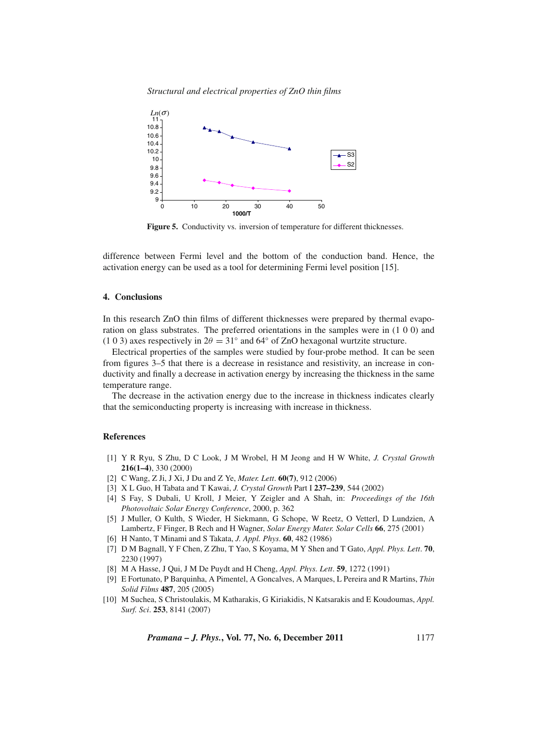Ln(σ)

11
10.8
10.6
10.4
10.2
10
9.8
9.6
9.4
9.2
9

0 10 20 30 40 50

1000/T

S3
S2

**Figure 5.** Conductivity vs. inversion of temperature for different thicknesses.

difference between Fermi level and the bottom of the conduction band. Hence, the activation energy can be used as a tool for determining Fermi level position [15].

## 4. Conclusions

In this research ZnO thin films of different thicknesses were prepared by thermal evaporation on glass substrates. The preferred orientations in the samples were in (1 0 0) and (1 0 3) axes respectively in $2\theta = 31^\circ$ and $64^\circ$ of ZnO hexagonal wurtzite structure.

Electrical properties of the samples were studied by four-probe method. It can be seen from figures 3–5 that there is a decrease in resistance and resistivity, an increase in conductivity and finally a decrease in activation energy by increasing the thickness in the same temperature range.

The decrease in the activation energy due to the increase in thickness indicates clearly that the semiconducting property is increasing with increase in thickness.

## References

[1] Y R Ryu, S Zhu, D C Look, J M Wrobel, H M Jeong and H W White, *J. Crystal Growth* **216(1–4)**, 330 (2000)
[2] C Wang, Z Ji, J Xi, J Du and Z Ye, *Mater. Lett*. **60(7)**, 912 (2006)
[3] X L Guo, H Tabata and T Kawai, *J. Crystal Growth* Part I **237–239**, 544 (2002)
[4] S Fay, S Dubali, U Kroll, J Meier, Y Zeigler and A Shah, in: *Proceedings of the 16th Photovoltaic Solar Energy Conference*, 2000, p. 362
[5] J Muller, O Kulth, S Wieder, H Siekmann, G Schope, W Reetz, O Vetterl, D Lundzien, A Lambertz, F Finger, B Rech and H Wagner, *Solar Energy Mater. Solar Cells* **66**, 275 (2001)
[6] H Nanto, T Minami and S Takata, *J. Appl. Phys*. **60**, 482 (1986)
[7] D M Bagnall, Y F Chen, Z Zhu, T Yao, S Koyama, M Y Shen and T Gato, *Appl. Phys. Lett*. **70**, 2230 (1997)
[8] M A Hasse, J Qui, J M De Puydt and H Cheng, *Appl. Phys. Lett*. **59**, 1272 (1991)
[9] E Fortunato, P Barquinha, A Pimentel, A Goncalves, A Marques, L Pereira and R Martins, *Thin Solid Films* **487**, 205 (2005)
[10] M Suchea, S Christoulakis, M Katharakis, G Kiriakidis, N Katsarakis and E Koudoumas, *Appl. Surf. Sci*. **253**, 8141 (2007)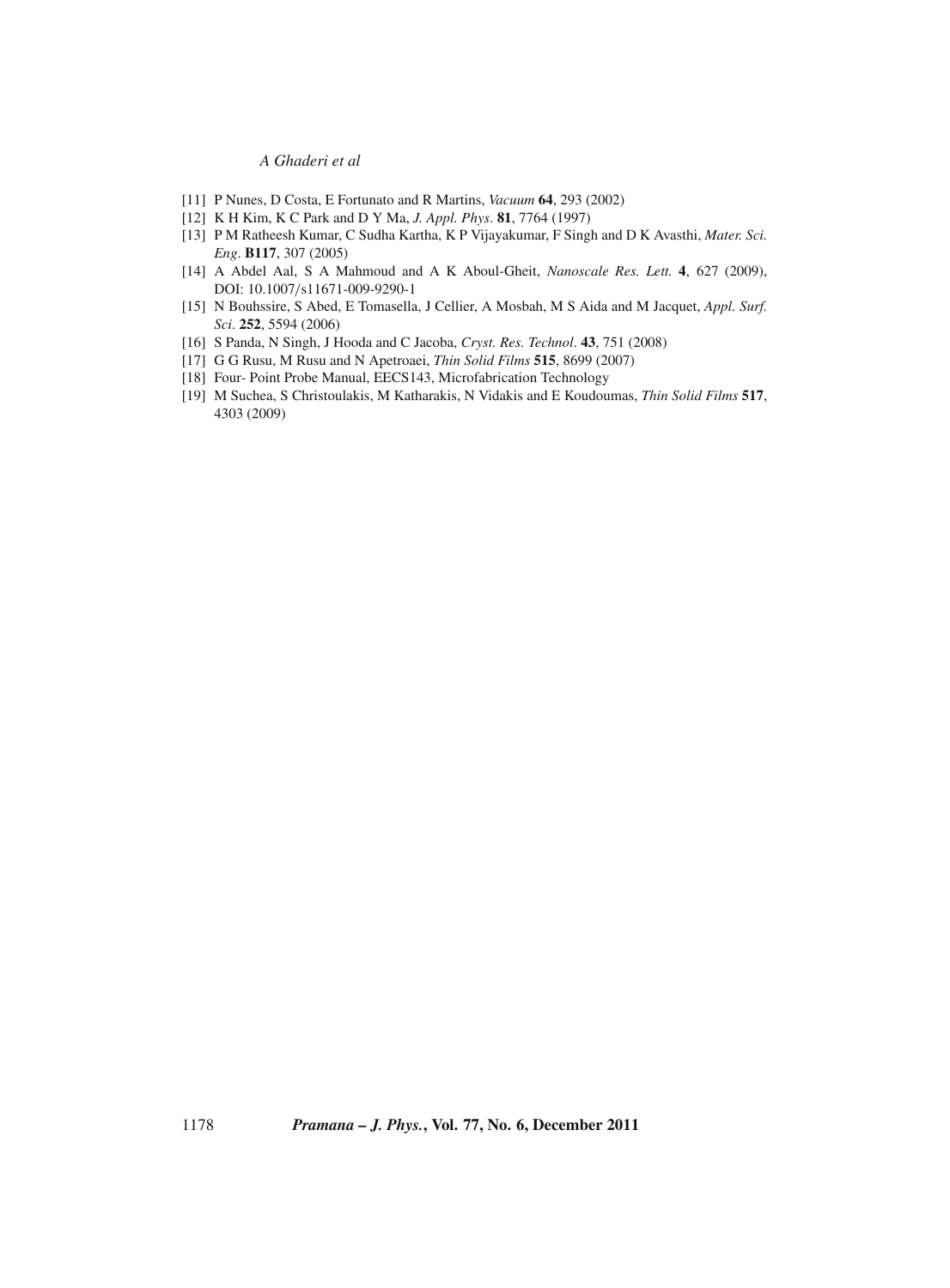[11] P Nunes, D Costa, E Fortunato and R Martins, *Vacuum* **64**, 293 (2002)

[12] K H Kim, K C Park and D Y Ma, *J. Appl. Phys*. **81**, 7764 (1997)

[13] P M Ratheesh Kumar, C Sudha Kartha, K P Vijayakumar, F Singh and D K Avasthi, *Mater. Sci. Eng*. **B117**, 307 (2005)

[14] A Abdel Aal, S A Mahmoud and A K Aboul-Gheit, *Nanoscale Res. Lett.* **4**, 627 (2009), DOI: 10.1007/s11671-009-9290-1

[15] N Bouhssire, S Abed, E Tomasella, J Cellier, A Mosbah, M S Aida and M Jacquet, *Appl. Surf. Sci*. **252**, 5594 (2006)

[16] S Panda, N Singh, J Hooda and C Jacoba, *Cryst. Res. Technol*. **43**, 751 (2008)

[17] G G Rusu, M Rusu and N Apetroaei, *Thin Solid Films* **515**, 8699 (2007)

[18] Four- Point Probe Manual, EECS143, Microfabrication Technology

[19] M Suchea, S Christoulakis, M Katharakis, N Vidakis and E Koudoumas, *Thin Solid Films* **517**, 4303 (2009)